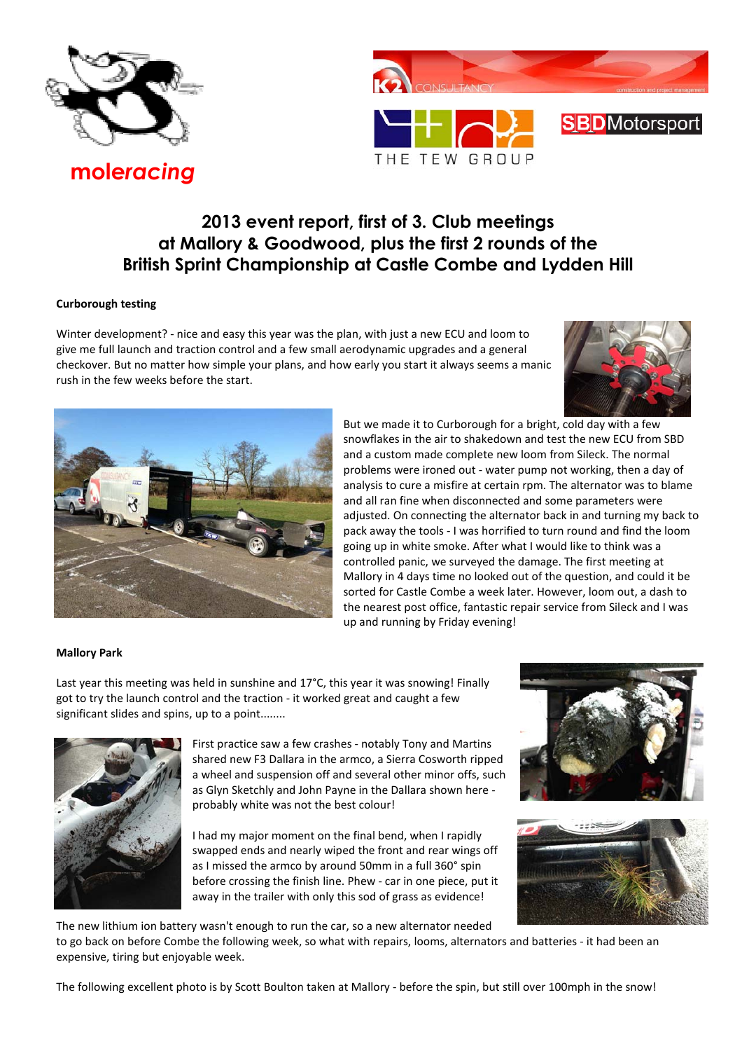moleracing

# 2013 event report, first of 3. Club meetings at Mallory & Goodwood, plus the first 2 rounds of the British Sprint Championship at Castle Combe and Lydden Hill

**Curborough testing**

Winter development? - nice and easy this year was the plan, with just a new ECU and loom to give me full launch and traction control and a few small aerodynamic upgrades and a general checkover. But no matter how simple your plans, and how early you start it always seems a manic rush in the few weeks before the start.

But we made it to Curborough for a bright, cold day with a few snowflakes in the air to shakedown and test the new ECU from SBD and a custom made complete new loom from Sileck. The normal problems were ironed out - water pump not working, then a day of analysis to cure a misfire at certain rpm. The alternator was to blame and all ran fine when disconnected and some parameters were adjusted. On connecting the alternator back in and turning my back to pack away the tools - I was horrified to turn round and find the loom going up in white smoke. After what I would like to think was a controlled panic, we surveyed the damage. The first meeting at Mallory in 4 days time no looked out of the question, and could it be sorted for Castle Combe a week later. However, loom out, a dash to the nearest post office, fantastic repair service from Sileck and I was up and running by Friday evening!

**Mallory Park**

Last year this meeting was held in sunshine and 17°C, this year it was snowing! Finally got to try the launch control and the traction - it worked great and caught a few significant slides and spins, up to a point........

First practice saw a few crashes - notably Tony and Martins shared new F3 Dallara in the armco, a Sierra Cosworth ripped a wheel and suspension off and several other minor offs, such as Glyn Sketchly and John Payne in the Dallara shown here - probably white was not the best colour!

I had my major moment on the final bend, when I rapidly swapped ends and nearly wiped the front and rear wings off as I missed the armco by around 50mm in a full 360° spin before crossing the finish line. Phew - car in one piece, put it away in the trailer with only this sod of grass as evidence!

The new lithium ion battery wasn't enough to run the car, so a new alternator needed to go back on before Combe the following week, so what with repairs, looms, alternators and batteries - it had been an expensive, tiring but enjoyable week.

The following excellent photo is by Scott Boulton taken at Mallory - before the spin, but still over 100mph in the snow!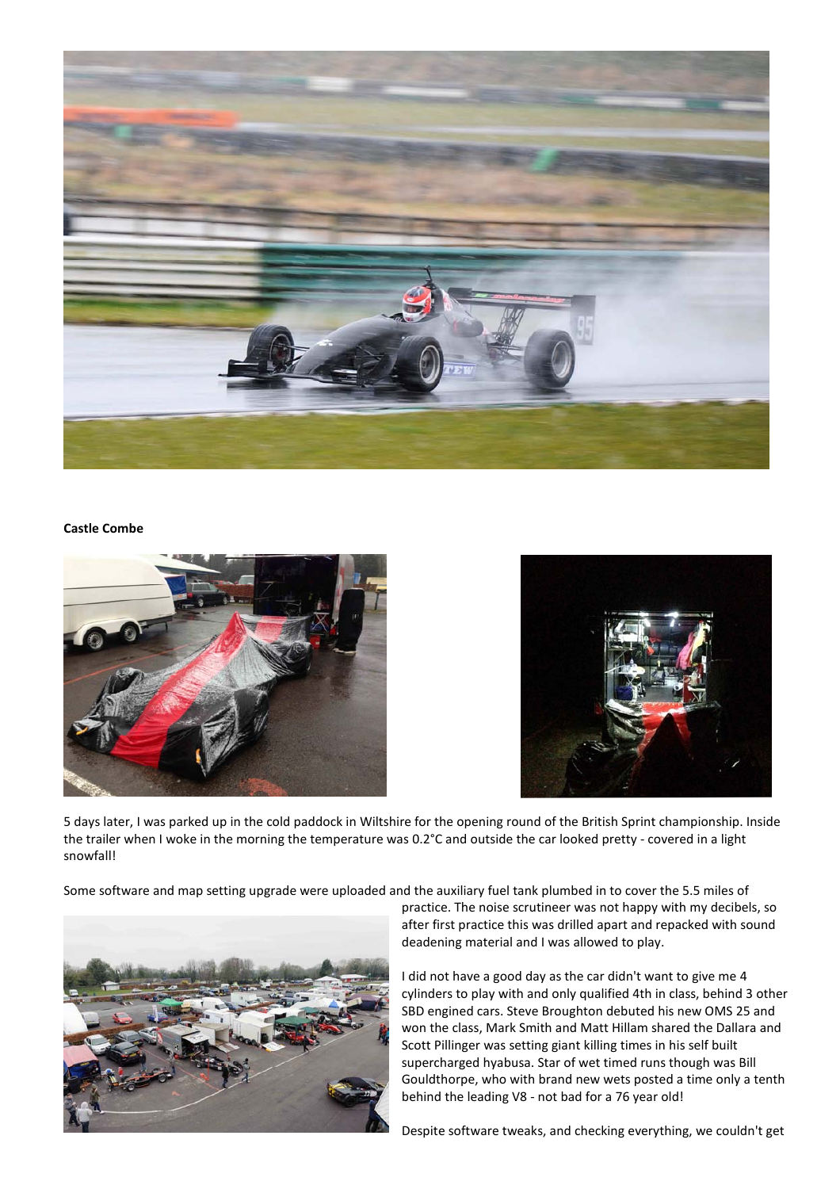**Castle Combe**

5 days later, I was parked up in the cold paddock in Wiltshire for the opening round of the British Sprint championship. Inside the trailer when I woke in the morning the temperature was 0.2°C and outside the car looked pretty - covered in a light snowfall!

Some software and map setting upgrade were uploaded and the auxiliary fuel tank plumbed in to cover the 5.5 miles of practice. The noise scrutineer was not happy with my decibels, so after first practice this was drilled apart and repacked with sound deadening material and I was allowed to play.

I did not have a good day as the car didn't want to give me 4 cylinders to play with and only qualified 4th in class, behind 3 other SBD engined cars. Steve Broughton debuted his new OMS 25 and won the class, Mark Smith and Matt Hillam shared the Dallara and Scott Pillinger was setting giant killing times in his self built supercharged hyabusa. Star of wet timed runs though was Bill Gouldthorpe, who with brand new wets posted a time only a tenth behind the leading V8 - not bad for a 76 year old!

Despite software tweaks, and checking everything, we couldn't get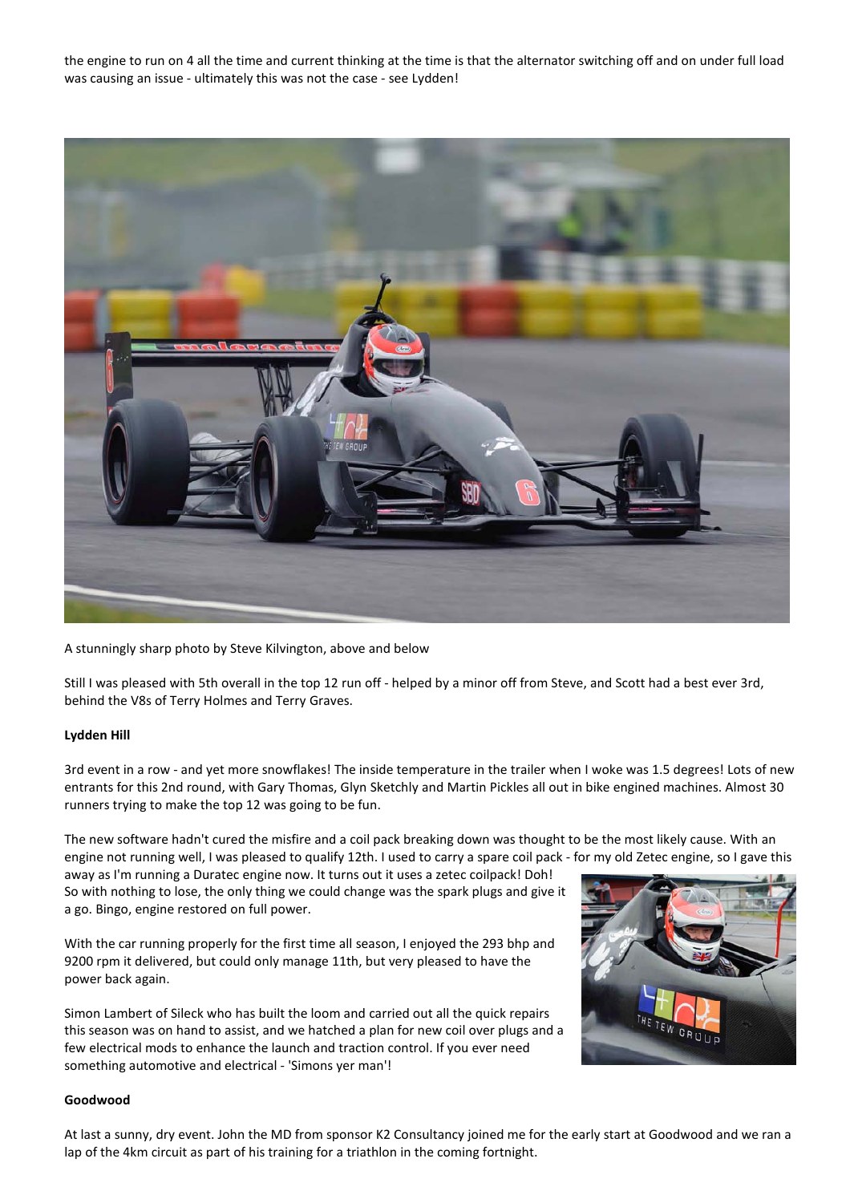the engine to run on 4 all the time and current thinking at the time is that the alternator switching off and on under full load was causing an issue - ultimately this was not the case - see Lydden!

A stunningly sharp photo by Steve Kilvington, above and below

Still I was pleased with 5th overall in the top 12 run off - helped by a minor off from Steve, and Scott had a best ever 3rd, behind the V8s of Terry Holmes and Terry Graves.

**Lydden Hill**

3rd event in a row - and yet more snowflakes! The inside temperature in the trailer when I woke was 1.5 degrees! Lots of new entrants for this 2nd round, with Gary Thomas, Glyn Sketchly and Martin Pickles all out in bike engined machines. Almost 30 runners trying to make the top 12 was going to be fun.

The new software hadn't cured the misfire and a coil pack breaking down was thought to be the most likely cause. With an engine not running well, I was pleased to qualify 12th. I used to carry a spare coil pack - for my old Zetec engine, so I gave this away as I'm running a Duratec engine now. It turns out it uses a zetec coilpack! Doh! So with nothing to lose, the only thing we could change was the spark plugs and give it a go. Bingo, engine restored on full power.

With the car running properly for the first time all season, I enjoyed the 293 bhp and 9200 rpm it delivered, but could only manage 11th, but very pleased to have the power back again.

Simon Lambert of Sileck who has built the loom and carried out all the quick repairs this season was on hand to assist, and we hatched a plan for new coil over plugs and a few electrical mods to enhance the launch and traction control. If you ever need something automotive and electrical - 'Simons yer man'!

**Goodwood**

At last a sunny, dry event. John the MD from sponsor K2 Consultancy joined me for the early start at Goodwood and we ran a lap of the 4km circuit as part of his training for a triathlon in the coming fortnight.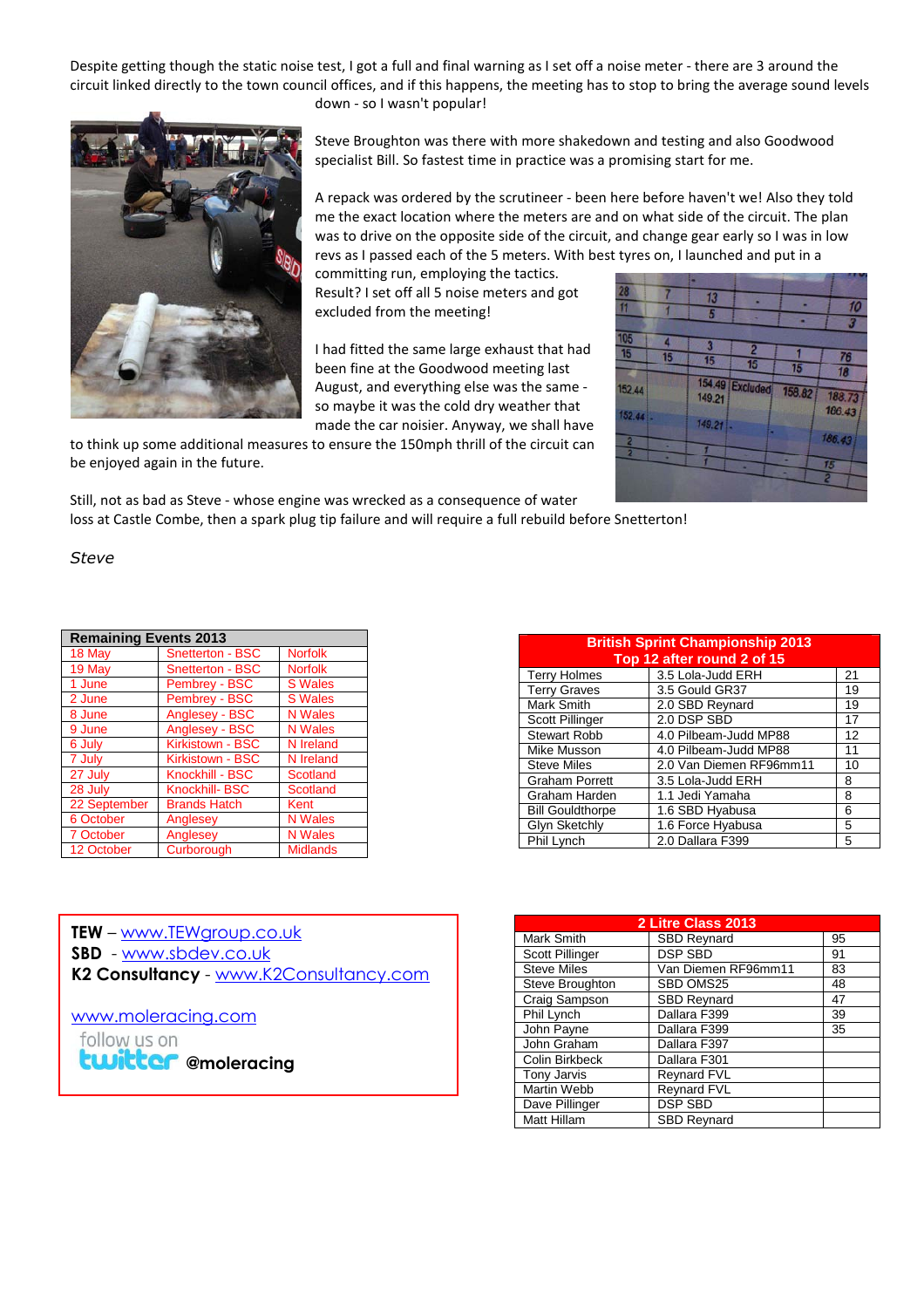Despite getting though the static noise test, I got a full and final warning as I set off a noise meter - there are 3 around the circuit linked directly to the town council offices, and if this happens, the meeting has to stop to bring the average sound levels down - so I wasn't popular!

Steve Broughton was there with more shakedown and testing and also Goodwood specialist Bill. So fastest time in practice was a promising start for me.

A repack was ordered by the scrutineer - been here before haven't we! Also they told me the exact location where the meters are and on what side of the circuit. The plan was to drive on the opposite side of the circuit, and change gear early so I was in low revs as I passed each of the 5 meters. With best tyres on, I launched and put in a committing run, employing the tactics. Result? I set off all 5 noise meters and got excluded from the meeting!

I had fitted the same large exhaust that had been fine at the Goodwood meeting last August, and everything else was the same - so maybe it was the cold dry weather that made the car noisier. Anyway, we shall have to think up some additional measures to ensure the 150mph thrill of the circuit can be enjoyed again in the future.

Still, not as bad as Steve - whose engine was wrecked as a consequence of water loss at Castle Combe, then a spark plug tip failure and will require a full rebuild before Snetterton!

*Steve*

| Remaining Events 2013 | | |
|---|---|---|
| 18 May | Snetterton - BSC | Norfolk |
| 19 May | Snetterton - BSC | Norfolk |
| 1 June | Pembrey - BSC | S Wales |
| 2 June | Pembrey - BSC | S Wales |
| 8 June | Anglesey - BSC | N Wales |
| 9 June | Anglesey - BSC | N Wales |
| 6 July | Kirkistown - BSC | N Ireland |
| 7 July | Kirkistown - BSC | N Ireland |
| 27 July | Knockhill - BSC | Scotland |
| 28 July | Knockhill- BSC | Scotland |
| 22 September | Brands Hatch | Kent |
| 6 October | Anglesey | N Wales |
| 7 October | Anglesey | N Wales |
| 12 October | Curborough | Midlands |

| British Sprint Championship 2013 Top 12 after round 2 of 15 | | |
|---|---|---|
| Terry Holmes | 3.5 Lola-Judd ERH | 21 |
| Terry Graves | 3.5 Gould GR37 | 19 |
| Mark Smith | 2.0 SBD Reynard | 19 |
| Scott Pillinger | 2.0 DSP SBD | 17 |
| Stewart Robb | 4.0 Pilbeam-Judd MP88 | 12 |
| Mike Musson | 4.0 Pilbeam-Judd MP88 | 11 |
| Steve Miles | 2.0 Van Diemen RF96mm11 | 10 |
| Graham Porrett | 3.5 Lola-Judd ERH | 8 |
| Graham Harden | 1.1 Jedi Yamaha | 8 |
| Bill Gouldthorpe | 1.6 SBD Hyabusa | 6 |
| Glyn Sketchly | 1.6 Force Hyabusa | 5 |
| Phil Lynch | 2.0 Dallara F399 | 5 |

**TEW** – www.TEWgroup.co.uk
**SBD** - www.sbdev.co.uk
**K2 Consultancy** - www.K2Consultancy.com

www.moleracing.com
follow us on twitter **@moleracing**

| 2 Litre Class 2013 | | |
|---|---|---|
| Mark Smith | SBD Reynard | 95 |
| Scott Pillinger | DSP SBD | 91 |
| Steve Miles | Van Diemen RF96mm11 | 83 |
| Steve Broughton | SBD OMS25 | 48 |
| Craig Sampson | SBD Reynard | 47 |
| Phil Lynch | Dallara F399 | 39 |
| John Payne | Dallara F399 | 35 |
| John Graham | Dallara F397 | |
| Colin Birkbeck | Dallara F301 | |
| Tony Jarvis | Reynard FVL | |
| Martin Webb | Reynard FVL | |
| Dave Pillinger | DSP SBD | |
| Matt Hillam | SBD Reynard | |